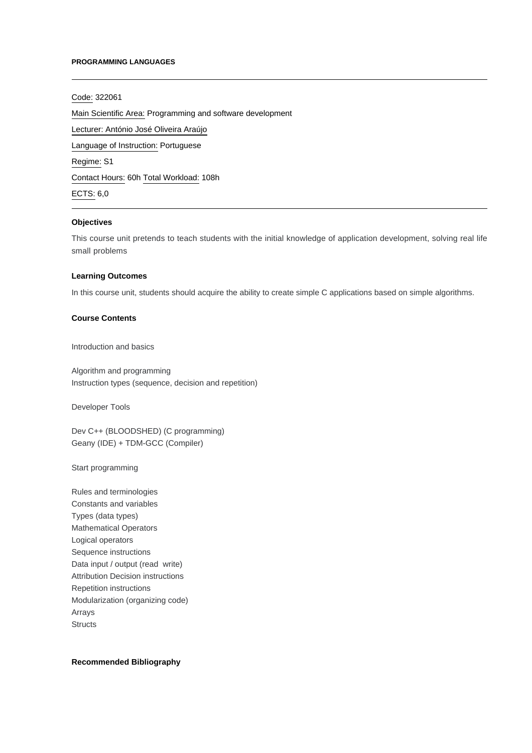**PROGRAMMING LANGUAGES**

---

Code: 322061

Main Scientific Area: Programming and software development

Lecturer: António José Oliveira Araújo

Language of Instruction: Portuguese

Regime: S1

Contact Hours: 60h Total Workload: 108h

ECTS: 6,0

---

### Objectives

This course unit pretends to teach students with the initial knowledge of application development, solving real life small problems

### Learning Outcomes

In this course unit, students should acquire the ability to create simple C applications based on simple algorithms.

### Course Contents

Introduction and basics

Algorithm and programming
Instruction types (sequence, decision and repetition)

Developer Tools

Dev C++ (BLOODSHED) (C programming)
Geany (IDE) + TDM-GCC (Compiler)

Start programming

Rules and terminologies
Constants and variables
Types (data types)
Mathematical Operators
Logical operators
Sequence instructions
Data input / output (read  write)
Attribution Decision instructions
Repetition instructions
Modularization (organizing code)
Arrays
Structs

### Recommended Bibliography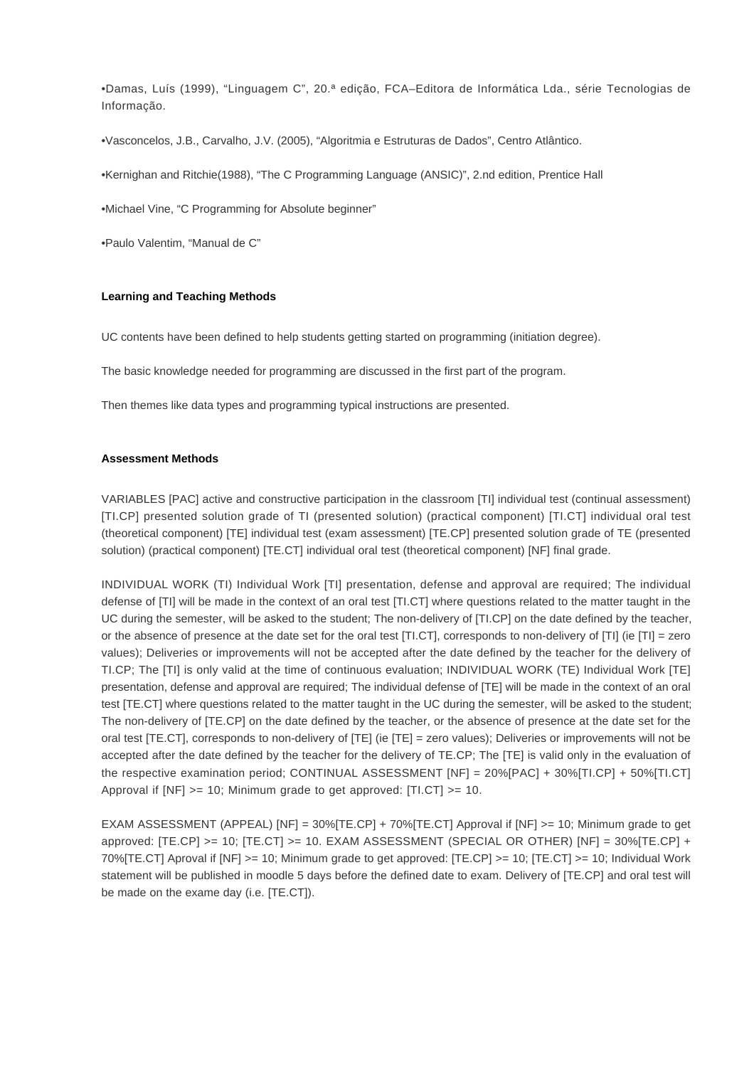•Damas, Luís (1999), “Linguagem C”, 20.ª edição, FCA–Editora de Informática Lda., série Tecnologias de Informação.

•Vasconcelos, J.B., Carvalho, J.V. (2005), “Algoritmia e Estruturas de Dados”, Centro Atlântico.

•Kernighan and Ritchie(1988), “The C Programming Language (ANSIC)”, 2.nd edition, Prentice Hall

•Michael Vine, “C Programming for Absolute beginner”

•Paulo Valentim, “Manual de C”

**Learning and Teaching Methods**

UC contents have been defined to help students getting started on programming (initiation degree).

The basic knowledge needed for programming are discussed in the first part of the program.

Then themes like data types and programming typical instructions are presented.

**Assessment Methods**

VARIABLES [PAC] active and constructive participation in the classroom [TI] individual test (continual assessment) [TI.CP] presented solution grade of TI (presented solution) (practical component) [TI.CT] individual oral test (theoretical component) [TE] individual test (exam assessment) [TE.CP] presented solution grade of TE (presented solution) (practical component) [TE.CT] individual oral test (theoretical component) [NF] final grade.

INDIVIDUAL WORK (TI) Individual Work [TI] presentation, defense and approval are required; The individual defense of [TI] will be made in the context of an oral test [TI.CT] where questions related to the matter taught in the UC during the semester, will be asked to the student; The non-delivery of [TI.CP] on the date defined by the teacher, or the absence of presence at the date set for the oral test [TI.CT], corresponds to non-delivery of [TI] (ie [TI] = zero values); Deliveries or improvements will not be accepted after the date defined by the teacher for the delivery of TI.CP; The [TI] is only valid at the time of continuous evaluation; INDIVIDUAL WORK (TE) Individual Work [TE] presentation, defense and approval are required; The individual defense of [TE] will be made in the context of an oral test [TE.CT] where questions related to the matter taught in the UC during the semester, will be asked to the student; The non-delivery of [TE.CP] on the date defined by the teacher, or the absence of presence at the date set for the oral test [TE.CT], corresponds to non-delivery of [TE] (ie [TE] = zero values); Deliveries or improvements will not be accepted after the date defined by the teacher for the delivery of TE.CP; The [TE] is valid only in the evaluation of the respective examination period; CONTINUAL ASSESSMENT [NF] = 20%[PAC] + 30%[TI.CP] + 50%[TI.CT] Approval if [NF] >= 10; Minimum grade to get approved: [TI.CT] >= 10.

EXAM ASSESSMENT (APPEAL) [NF] = 30%[TE.CP] + 70%[TE.CT] Approval if [NF] >= 10; Minimum grade to get approved: [TE.CP] >= 10; [TE.CT] >= 10. EXAM ASSESSMENT (SPECIAL OR OTHER) [NF] = 30%[TE.CP] + 70%[TE.CT] Aproval if [NF] >= 10; Minimum grade to get approved: [TE.CP] >= 10; [TE.CT] >= 10; Individual Work statement will be published in moodle 5 days before the defined date to exam. Delivery of [TE.CP] and oral test will be made on the exame day (i.e. [TE.CT]).